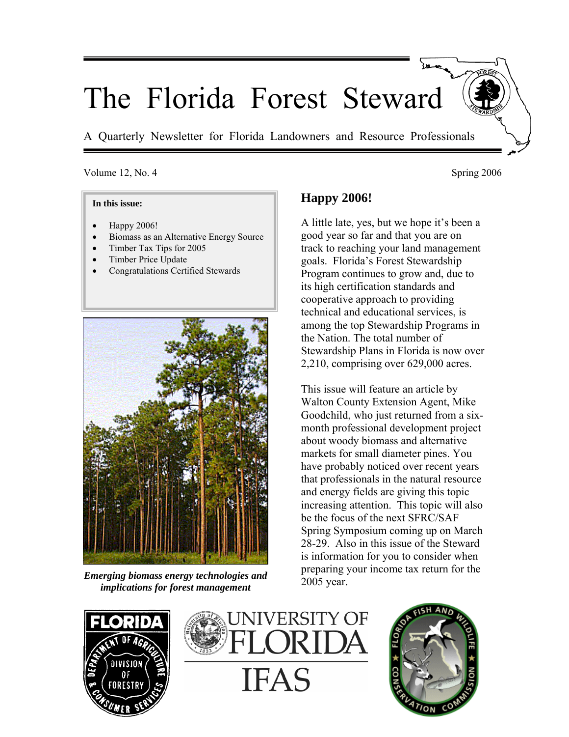# The Florida Forest Steward

A Quarterly Newsletter for Florida Landowners and Resource Professionals

Volume 12, No. 4 Spring 2006

**In this issue:**

- Happy 2006!
- Biomass as an Alternative Energy Source
- Timber Tax Tips for 2005
- Timber Price Update
- Congratulations Certified Stewards

***Emerging biomass energy technologies and implications for forest management***

## Happy 2006!

A little late, yes, but we hope it's been a good year so far and that you are on track to reaching your land management goals. Florida's Forest Stewardship Program continues to grow and, due to its high certification standards and cooperative approach to providing technical and educational services, is among the top Stewardship Programs in the Nation. The total number of Stewardship Plans in Florida is now over 2,210, comprising over 629,000 acres.

This issue will feature an article by Walton County Extension Agent, Mike Goodchild, who just returned from a six-month professional development project about woody biomass and alternative markets for small diameter pines. You have probably noticed over recent years that professionals in the natural resource and energy fields are giving this topic increasing attention. This topic will also be the focus of the next SFRC/SAF Spring Symposium coming up on March 28-29. Also in this issue of the Steward is information for you to consider when preparing your income tax return for the 2005 year.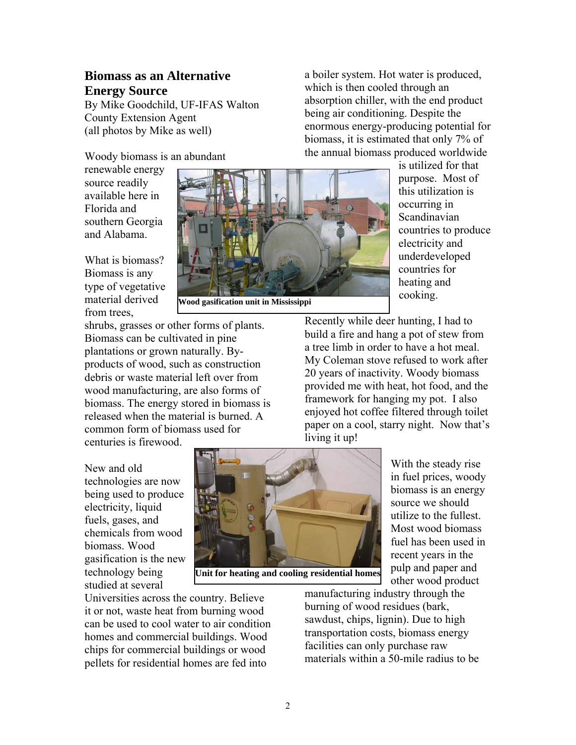## Biomass as an Alternative Energy Source

By Mike Goodchild, UF-IFAS Walton County Extension Agent
(all photos by Mike as well)

Woody biomass is an abundant renewable energy source readily available here in Florida and southern Georgia and Alabama.

What is biomass? Biomass is any type of vegetative material derived from trees, shrubs, grasses or other forms of plants. Biomass can be cultivated in pine plantations or grown naturally. By-products of wood, such as construction debris or waste material left over from wood manufacturing, are also forms of biomass. The energy stored in biomass is released when the material is burned. A common form of biomass used for centuries is firewood.

**Wood gasification unit in Mississippi**

New and old technologies are now being used to produce electricity, liquid fuels, gases, and chemicals from wood biomass. Wood gasification is the new technology being studied at several Universities across the country. Believe it or not, waste heat from burning wood can be used to cool water to air condition homes and commercial buildings. Wood chips for commercial buildings or wood pellets for residential homes are fed into a boiler system. Hot water is produced, which is then cooled through an absorption chiller, with the end product being air conditioning. Despite the enormous energy-producing potential for biomass, it is estimated that only 7% of the annual biomass produced worldwide is utilized for that purpose. Most of this utilization is occurring in Scandinavian countries to produce electricity and underdeveloped countries for heating and cooking.

**Unit for heating and cooling residential homes**

Recently while deer hunting, I had to build a fire and hang a pot of stew from a tree limb in order to have a hot meal. My Coleman stove refused to work after 20 years of inactivity. Woody biomass provided me with heat, hot food, and the framework for hanging my pot. I also enjoyed hot coffee filtered through toilet paper on a cool, starry night. Now that's living it up!

With the steady rise in fuel prices, woody biomass is an energy source we should utilize to the fullest. Most wood biomass fuel has been used in recent years in the pulp and paper and other wood product manufacturing industry through the burning of wood residues (bark, sawdust, chips, lignin). Due to high transportation costs, biomass energy facilities can only purchase raw materials within a 50-mile radius to be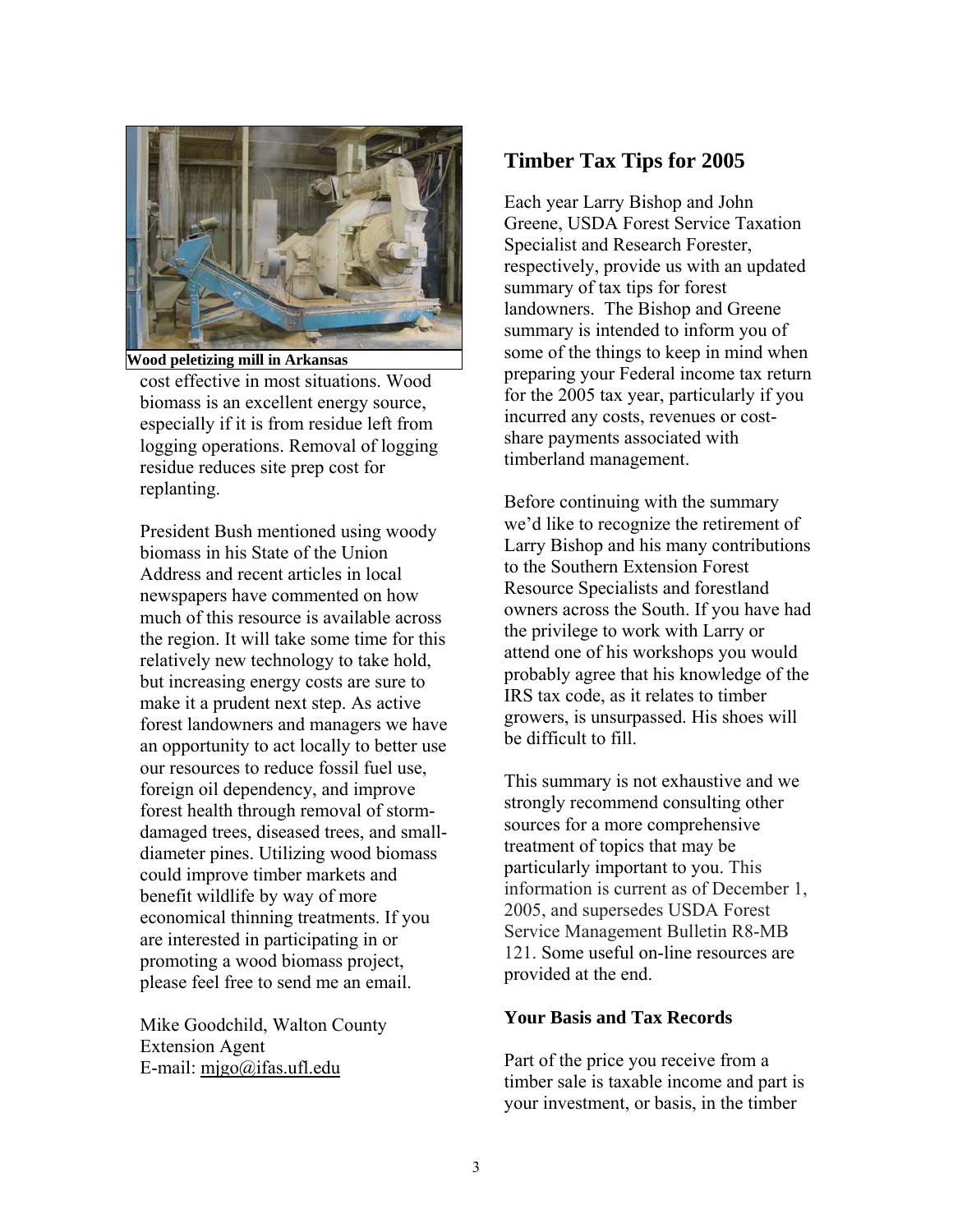Wood peletizing mill in Arkansas

cost effective in most situations. Wood biomass is an excellent energy source, especially if it is from residue left from logging operations. Removal of logging residue reduces site prep cost for replanting.

President Bush mentioned using woody biomass in his State of the Union Address and recent articles in local newspapers have commented on how much of this resource is available across the region. It will take some time for this relatively new technology to take hold, but increasing energy costs are sure to make it a prudent next step. As active forest landowners and managers we have an opportunity to act locally to better use our resources to reduce fossil fuel use, foreign oil dependency, and improve forest health through removal of storm-damaged trees, diseased trees, and small-diameter pines. Utilizing wood biomass could improve timber markets and benefit wildlife by way of more economical thinning treatments. If you are interested in participating in or promoting a wood biomass project, please feel free to send me an email.

Mike Goodchild, Walton County Extension Agent
E-mail: mjgo@ifas.ufl.edu

## Timber Tax Tips for 2005

Each year Larry Bishop and John Greene, USDA Forest Service Taxation Specialist and Research Forester, respectively, provide us with an updated summary of tax tips for forest landowners. The Bishop and Greene summary is intended to inform you of some of the things to keep in mind when preparing your Federal income tax return for the 2005 tax year, particularly if you incurred any costs, revenues or cost-share payments associated with timberland management.

Before continuing with the summary we'd like to recognize the retirement of Larry Bishop and his many contributions to the Southern Extension Forest Resource Specialists and forestland owners across the South. If you have had the privilege to work with Larry or attend one of his workshops you would probably agree that his knowledge of the IRS tax code, as it relates to timber growers, is unsurpassed. His shoes will be difficult to fill.

This summary is not exhaustive and we strongly recommend consulting other sources for a more comprehensive treatment of topics that may be particularly important to you. This information is current as of December 1, 2005, and supersedes USDA Forest Service Management Bulletin R8-MB 121. Some useful on-line resources are provided at the end.

### Your Basis and Tax Records

Part of the price you receive from a timber sale is taxable income and part is your investment, or basis, in the timber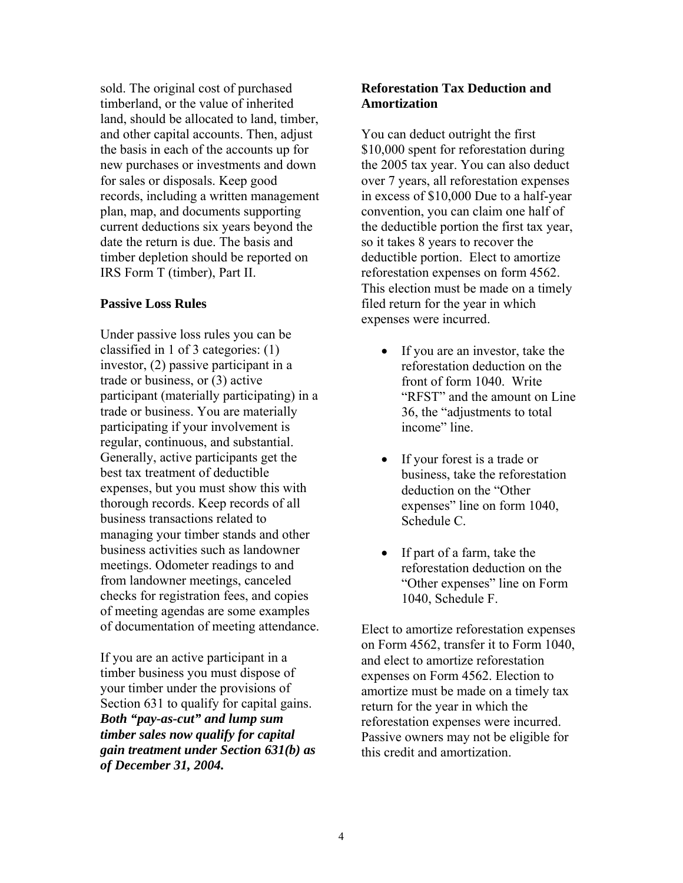sold. The original cost of purchased timberland, or the value of inherited land, should be allocated to land, timber, and other capital accounts. Then, adjust the basis in each of the accounts up for new purchases or investments and down for sales or disposals. Keep good records, including a written management plan, map, and documents supporting current deductions six years beyond the date the return is due. The basis and timber depletion should be reported on IRS Form T (timber), Part II.

### Passive Loss Rules

Under passive loss rules you can be classified in 1 of 3 categories: (1) investor, (2) passive participant in a trade or business, or (3) active participant (materially participating) in a trade or business. You are materially participating if your involvement is regular, continuous, and substantial. Generally, active participants get the best tax treatment of deductible expenses, but you must show this with thorough records. Keep records of all business transactions related to managing your timber stands and other business activities such as landowner meetings. Odometer readings to and from landowner meetings, canceled checks for registration fees, and copies of meeting agendas are some examples of documentation of meeting attendance.

If you are an active participant in a timber business you must dispose of your timber under the provisions of Section 631 to qualify for capital gains. ***Both "pay-as-cut" and lump sum timber sales now qualify for capital gain treatment under Section 631(b) as of December 31, 2004.***

### Reforestation Tax Deduction and Amortization

You can deduct outright the first $10,000 spent for reforestation during the 2005 tax year. You can also deduct over 7 years, all reforestation expenses in excess of $10,000 Due to a half-year convention, you can claim one half of the deductible portion the first tax year, so it takes 8 years to recover the deductible portion. Elect to amortize reforestation expenses on form 4562. This election must be made on a timely filed return for the year in which expenses were incurred.

- If you are an investor, take the reforestation deduction on the front of form 1040. Write "RFST" and the amount on Line 36, the "adjustments to total income" line.
- If your forest is a trade or business, take the reforestation deduction on the "Other expenses" line on form 1040, Schedule C.
- If part of a farm, take the reforestation deduction on the "Other expenses" line on Form 1040, Schedule F.

Elect to amortize reforestation expenses on Form 4562, transfer it to Form 1040, and elect to amortize reforestation expenses on Form 4562. Election to amortize must be made on a timely tax return for the year in which the reforestation expenses were incurred. Passive owners may not be eligible for this credit and amortization.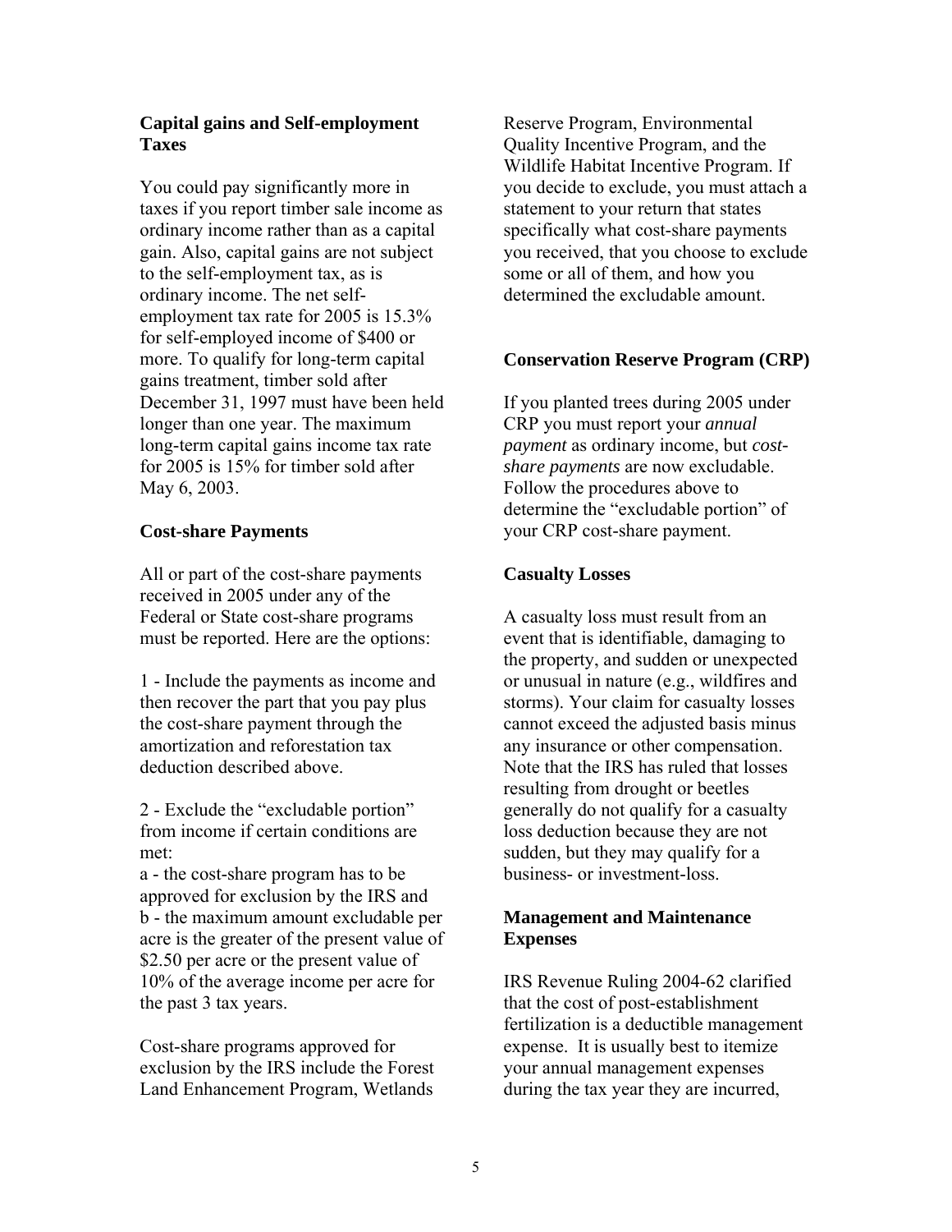## Capital gains and Self-employment Taxes

You could pay significantly more in taxes if you report timber sale income as ordinary income rather than as a capital gain. Also, capital gains are not subject to the self-employment tax, as is ordinary income. The net self-employment tax rate for 2005 is 15.3% for self-employed income of $400 or more. To qualify for long-term capital gains treatment, timber sold after December 31, 1997 must have been held longer than one year. The maximum long-term capital gains income tax rate for 2005 is 15% for timber sold after May 6, 2003.

## Cost-share Payments

All or part of the cost-share payments received in 2005 under any of the Federal or State cost-share programs must be reported. Here are the options:

1 - Include the payments as income and then recover the part that you pay plus the cost-share payment through the amortization and reforestation tax deduction described above.

2 - Exclude the "excludable portion" from income if certain conditions are met:
a - the cost-share program has to be approved for exclusion by the IRS and
b - the maximum amount excludable per acre is the greater of the present value of $2.50 per acre or the present value of 10% of the average income per acre for the past 3 tax years.

Cost-share programs approved for exclusion by the IRS include the Forest Land Enhancement Program, Wetlands Reserve Program, Environmental Quality Incentive Program, and the Wildlife Habitat Incentive Program. If you decide to exclude, you must attach a statement to your return that states specifically what cost-share payments you received, that you choose to exclude some or all of them, and how you determined the excludable amount.

## Conservation Reserve Program (CRP)

If you planted trees during 2005 under CRP you must report your *annual payment* as ordinary income, but *cost-share payments* are now excludable. Follow the procedures above to determine the "excludable portion" of your CRP cost-share payment.

## Casualty Losses

A casualty loss must result from an event that is identifiable, damaging to the property, and sudden or unexpected or unusual in nature (e.g., wildfires and storms). Your claim for casualty losses cannot exceed the adjusted basis minus any insurance or other compensation. Note that the IRS has ruled that losses resulting from drought or beetles generally do not qualify for a casualty loss deduction because they are not sudden, but they may qualify for a business- or investment-loss.

## Management and Maintenance Expenses

IRS Revenue Ruling 2004-62 clarified that the cost of post-establishment fertilization is a deductible management expense. It is usually best to itemize your annual management expenses during the tax year they are incurred,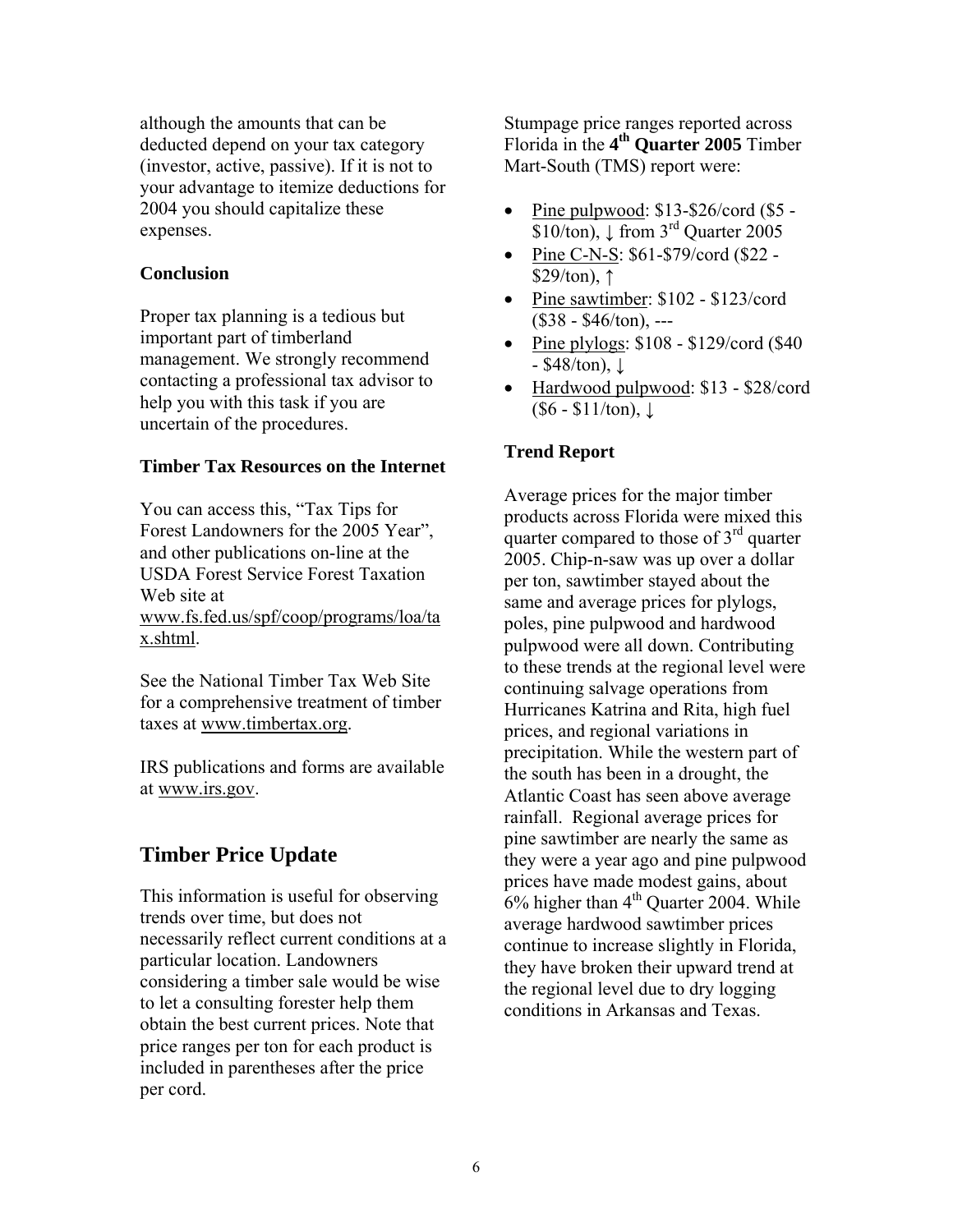although the amounts that can be deducted depend on your tax category (investor, active, passive). If it is not to your advantage to itemize deductions for 2004 you should capitalize these expenses.

**Conclusion**

Proper tax planning is a tedious but important part of timberland management. We strongly recommend contacting a professional tax advisor to help you with this task if you are uncertain of the procedures.

**Timber Tax Resources on the Internet**

You can access this, "Tax Tips for Forest Landowners for the 2005 Year", and other publications on-line at the USDA Forest Service Forest Taxation Web site at www.fs.fed.us/spf/coop/programs/loa/tax.shtml.

See the National Timber Tax Web Site for a comprehensive treatment of timber taxes at www.timbertax.org.

IRS publications and forms are available at www.irs.gov.

## Timber Price Update

This information is useful for observing trends over time, but does not necessarily reflect current conditions at a particular location. Landowners considering a timber sale would be wise to let a consulting forester help them obtain the best current prices. Note that price ranges per ton for each product is included in parentheses after the price per cord.

Stumpage price ranges reported across Florida in the **4th Quarter 2005** Timber Mart-South (TMS) report were:

- Pine pulpwood: $13-$26/cord ($5 - $10/ton), ↓ from 3rd Quarter 2005
- Pine C-N-S: $61-$79/cord ($22 - $29/ton), ↑
- Pine sawtimber: $102 - $123/cord ($38 - $46/ton), ---
- Pine plylogs: $108 - $129/cord ($40 - $48/ton), ↓
- Hardwood pulpwood: $13 - $28/cord ($6 - $11/ton), ↓

**Trend Report**

Average prices for the major timber products across Florida were mixed this quarter compared to those of 3rd quarter 2005. Chip-n-saw was up over a dollar per ton, sawtimber stayed about the same and average prices for plylogs, poles, pine pulpwood and hardwood pulpwood were all down. Contributing to these trends at the regional level were continuing salvage operations from Hurricanes Katrina and Rita, high fuel prices, and regional variations in precipitation. While the western part of the south has been in a drought, the Atlantic Coast has seen above average rainfall. Regional average prices for pine sawtimber are nearly the same as they were a year ago and pine pulpwood prices have made modest gains, about 6% higher than 4th Quarter 2004. While average hardwood sawtimber prices continue to increase slightly in Florida, they have broken their upward trend at the regional level due to dry logging conditions in Arkansas and Texas.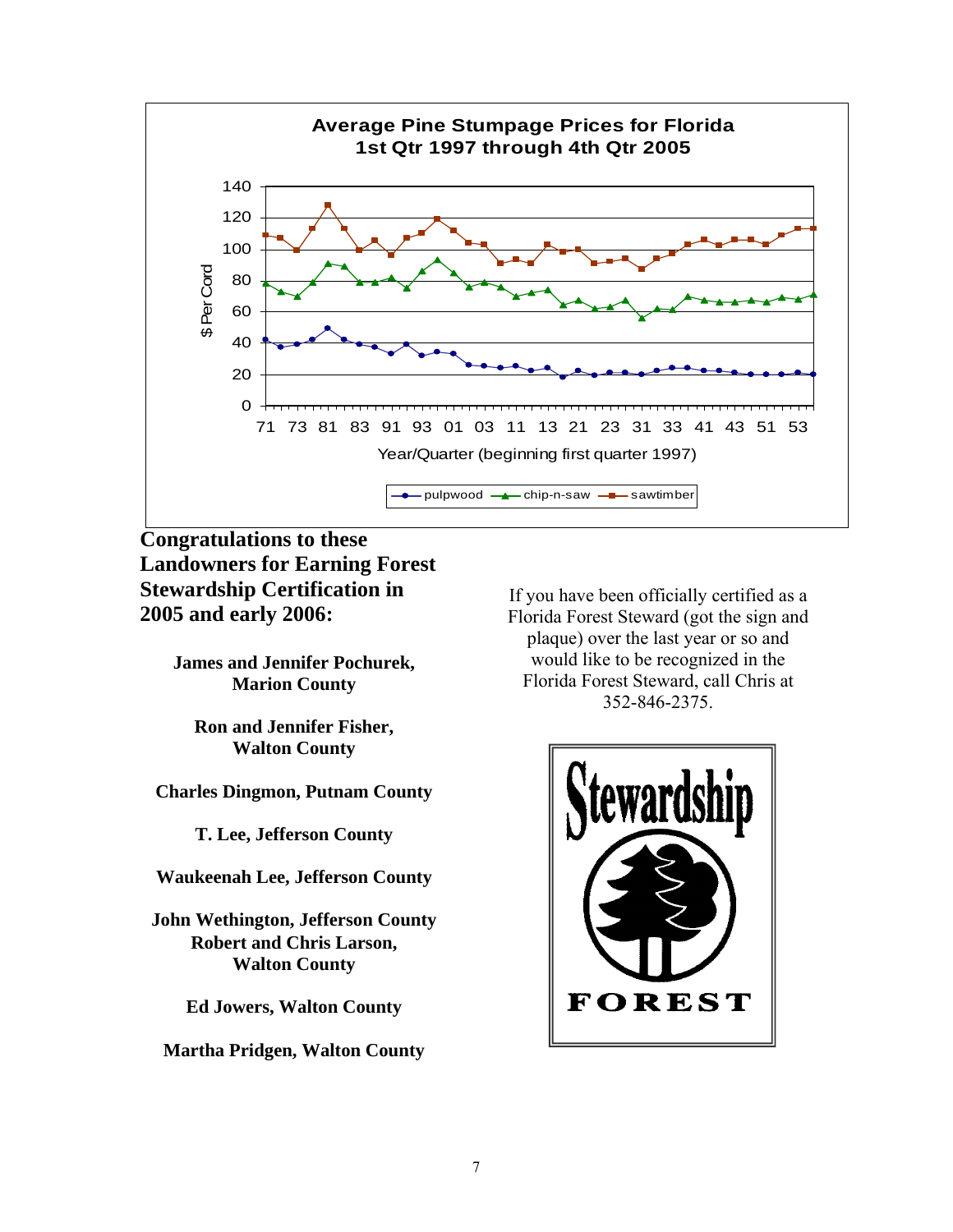Average Pine Stumpage Prices for Florida
1st Qtr 1997 through 4th Qtr 2005

140
120
100
80
60
40
20
0

$ Per Cord

71 73 81 83 91 93 01 03 11 13 21 23 31 33 41 43 51 53

Year/Quarter (beginning first quarter 1997)

pulpwood, chip-n-saw, sawtimber

## Congratulations to these Landowners for Earning Forest Stewardship Certification in 2005 and early 2006:

**James and Jennifer Pochurek, Marion County**

**Ron and Jennifer Fisher, Walton County**

**Charles Dingmon, Putnam County**

**T. Lee, Jefferson County**

**Waukeenah Lee, Jefferson County**

**John Wethington, Jefferson County**
**Robert and Chris Larson, Walton County**

**Ed Jowers, Walton County**

**Martha Pridgen, Walton County**

If you have been officially certified as a Florida Forest Steward (got the sign and plaque) over the last year or so and would like to be recognized in the Florida Forest Steward, call Chris at 352-846-2375.

Stewardship

FOREST